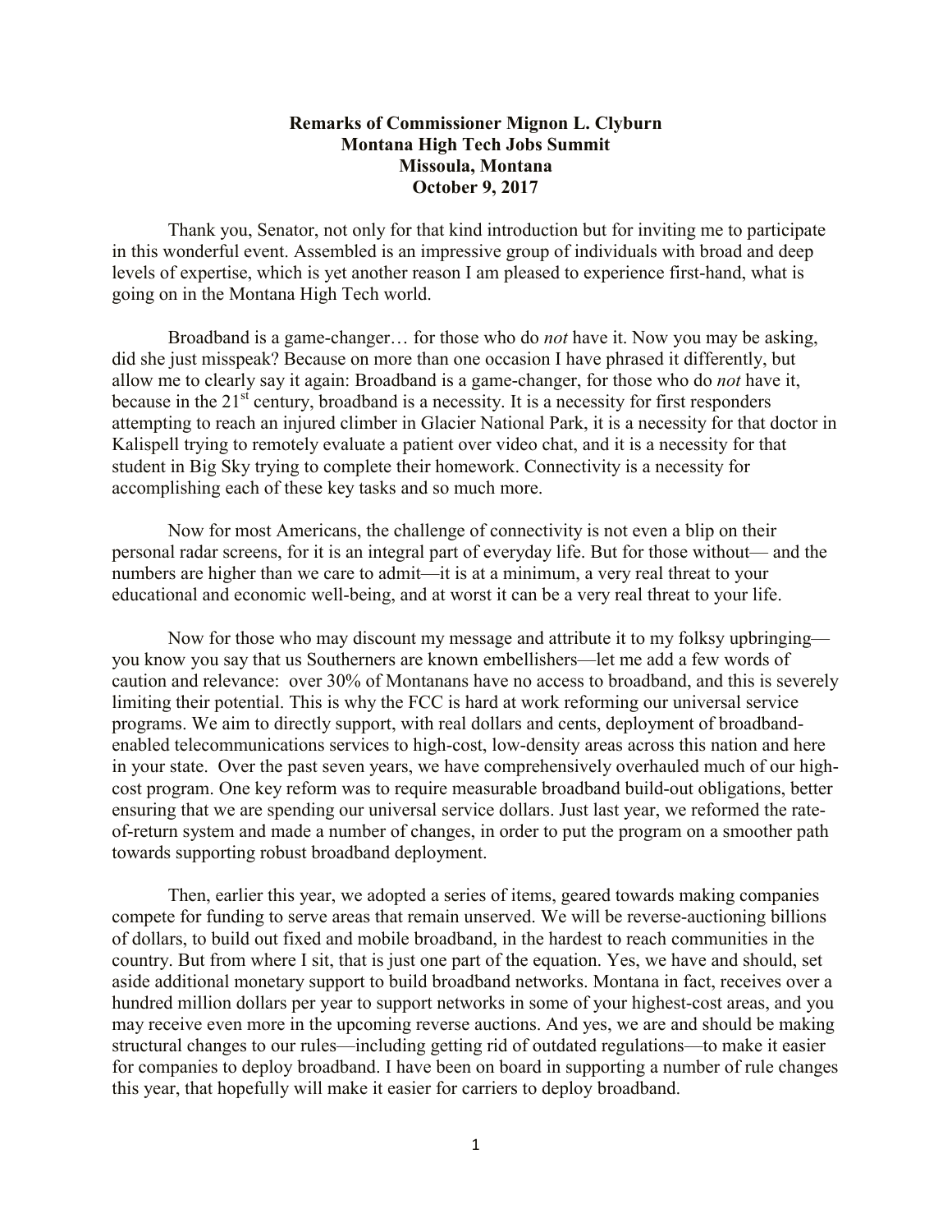**Remarks of Commissioner Mignon L. Clyburn**
**Montana High Tech Jobs Summit**
**Missoula, Montana**
**October 9, 2017**

Thank you, Senator, not only for that kind introduction but for inviting me to participate in this wonderful event. Assembled is an impressive group of individuals with broad and deep levels of expertise, which is yet another reason I am pleased to experience first-hand, what is going on in the Montana High Tech world.

Broadband is a game-changer… for those who do *not* have it. Now you may be asking, did she just misspeak? Because on more than one occasion I have phrased it differently, but allow me to clearly say it again: Broadband is a game-changer, for those who do *not* have it, because in the 21st century, broadband is a necessity. It is a necessity for first responders attempting to reach an injured climber in Glacier National Park, it is a necessity for that doctor in Kalispell trying to remotely evaluate a patient over video chat, and it is a necessity for that student in Big Sky trying to complete their homework. Connectivity is a necessity for accomplishing each of these key tasks and so much more.

Now for most Americans, the challenge of connectivity is not even a blip on their personal radar screens, for it is an integral part of everyday life. But for those without— and the numbers are higher than we care to admit—it is at a minimum, a very real threat to your educational and economic well-being, and at worst it can be a very real threat to your life.

Now for those who may discount my message and attribute it to my folksy upbringing— you know you say that us Southerners are known embellishers—let me add a few words of caution and relevance: over 30% of Montanans have no access to broadband, and this is severely limiting their potential. This is why the FCC is hard at work reforming our universal service programs. We aim to directly support, with real dollars and cents, deployment of broadband-enabled telecommunications services to high-cost, low-density areas across this nation and here in your state. Over the past seven years, we have comprehensively overhauled much of our high-cost program. One key reform was to require measurable broadband build-out obligations, better ensuring that we are spending our universal service dollars. Just last year, we reformed the rate-of-return system and made a number of changes, in order to put the program on a smoother path towards supporting robust broadband deployment.

Then, earlier this year, we adopted a series of items, geared towards making companies compete for funding to serve areas that remain unserved. We will be reverse-auctioning billions of dollars, to build out fixed and mobile broadband, in the hardest to reach communities in the country. But from where I sit, that is just one part of the equation. Yes, we have and should, set aside additional monetary support to build broadband networks. Montana in fact, receives over a hundred million dollars per year to support networks in some of your highest-cost areas, and you may receive even more in the upcoming reverse auctions. And yes, we are and should be making structural changes to our rules—including getting rid of outdated regulations—to make it easier for companies to deploy broadband. I have been on board in supporting a number of rule changes this year, that hopefully will make it easier for carriers to deploy broadband.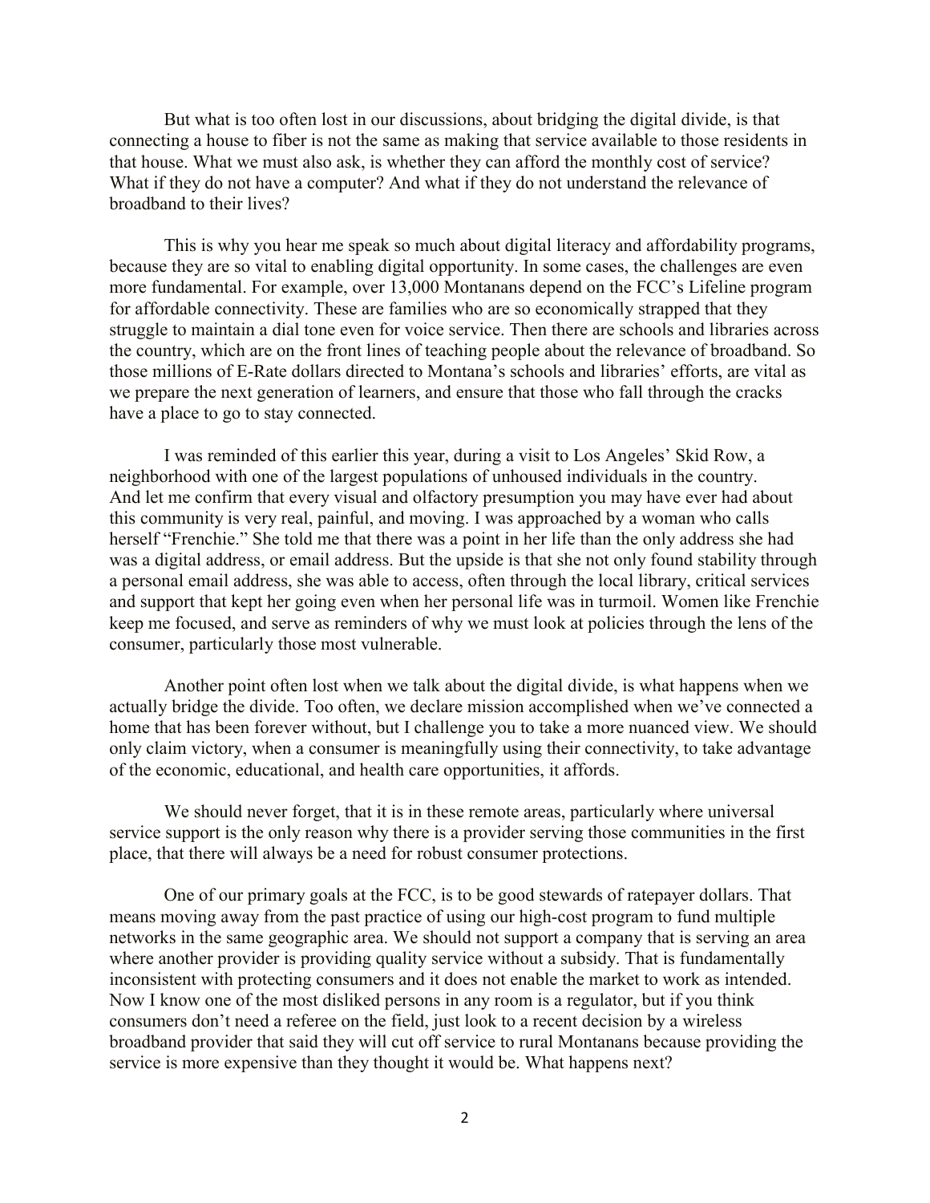But what is too often lost in our discussions, about bridging the digital divide, is that connecting a house to fiber is not the same as making that service available to those residents in that house. What we must also ask, is whether they can afford the monthly cost of service? What if they do not have a computer? And what if they do not understand the relevance of broadband to their lives?

This is why you hear me speak so much about digital literacy and affordability programs, because they are so vital to enabling digital opportunity. In some cases, the challenges are even more fundamental. For example, over 13,000 Montanans depend on the FCC's Lifeline program for affordable connectivity. These are families who are so economically strapped that they struggle to maintain a dial tone even for voice service. Then there are schools and libraries across the country, which are on the front lines of teaching people about the relevance of broadband. So those millions of E-Rate dollars directed to Montana's schools and libraries' efforts, are vital as we prepare the next generation of learners, and ensure that those who fall through the cracks have a place to go to stay connected.

I was reminded of this earlier this year, during a visit to Los Angeles' Skid Row, a neighborhood with one of the largest populations of unhoused individuals in the country. And let me confirm that every visual and olfactory presumption you may have ever had about this community is very real, painful, and moving. I was approached by a woman who calls herself "Frenchie." She told me that there was a point in her life than the only address she had was a digital address, or email address. But the upside is that she not only found stability through a personal email address, she was able to access, often through the local library, critical services and support that kept her going even when her personal life was in turmoil. Women like Frenchie keep me focused, and serve as reminders of why we must look at policies through the lens of the consumer, particularly those most vulnerable.

Another point often lost when we talk about the digital divide, is what happens when we actually bridge the divide. Too often, we declare mission accomplished when we've connected a home that has been forever without, but I challenge you to take a more nuanced view. We should only claim victory, when a consumer is meaningfully using their connectivity, to take advantage of the economic, educational, and health care opportunities, it affords.

We should never forget, that it is in these remote areas, particularly where universal service support is the only reason why there is a provider serving those communities in the first place, that there will always be a need for robust consumer protections.

One of our primary goals at the FCC, is to be good stewards of ratepayer dollars. That means moving away from the past practice of using our high-cost program to fund multiple networks in the same geographic area. We should not support a company that is serving an area where another provider is providing quality service without a subsidy. That is fundamentally inconsistent with protecting consumers and it does not enable the market to work as intended. Now I know one of the most disliked persons in any room is a regulator, but if you think consumers don't need a referee on the field, just look to a recent decision by a wireless broadband provider that said they will cut off service to rural Montanans because providing the service is more expensive than they thought it would be. What happens next?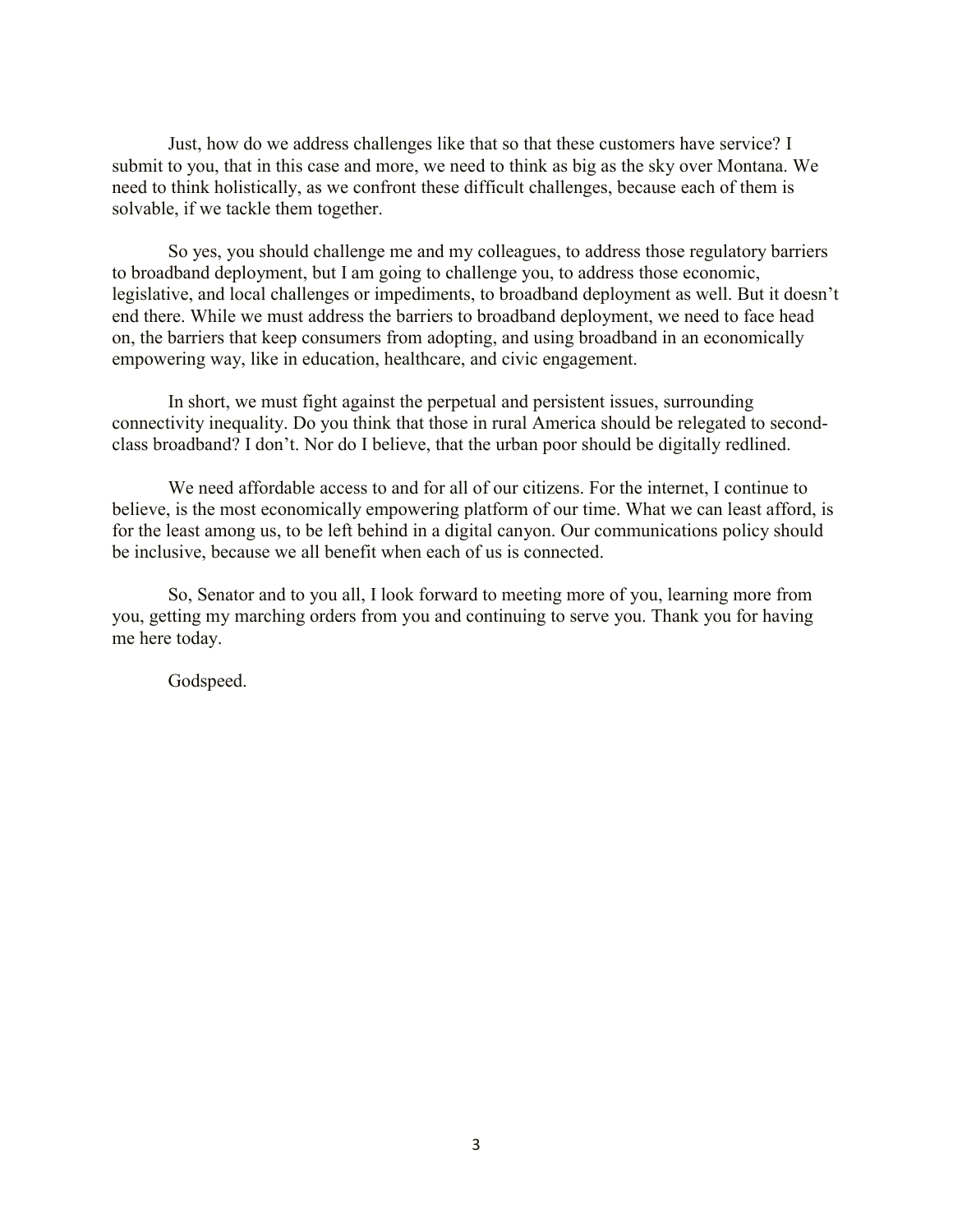Just, how do we address challenges like that so that these customers have service? I submit to you, that in this case and more, we need to think as big as the sky over Montana. We need to think holistically, as we confront these difficult challenges, because each of them is solvable, if we tackle them together.

So yes, you should challenge me and my colleagues, to address those regulatory barriers to broadband deployment, but I am going to challenge you, to address those economic, legislative, and local challenges or impediments, to broadband deployment as well. But it doesn't end there. While we must address the barriers to broadband deployment, we need to face head on, the barriers that keep consumers from adopting, and using broadband in an economically empowering way, like in education, healthcare, and civic engagement.

In short, we must fight against the perpetual and persistent issues, surrounding connectivity inequality. Do you think that those in rural America should be relegated to second-class broadband? I don't. Nor do I believe, that the urban poor should be digitally redlined.

We need affordable access to and for all of our citizens. For the internet, I continue to believe, is the most economically empowering platform of our time. What we can least afford, is for the least among us, to be left behind in a digital canyon. Our communications policy should be inclusive, because we all benefit when each of us is connected.

So, Senator and to you all, I look forward to meeting more of you, learning more from you, getting my marching orders from you and continuing to serve you. Thank you for having me here today.

Godspeed.